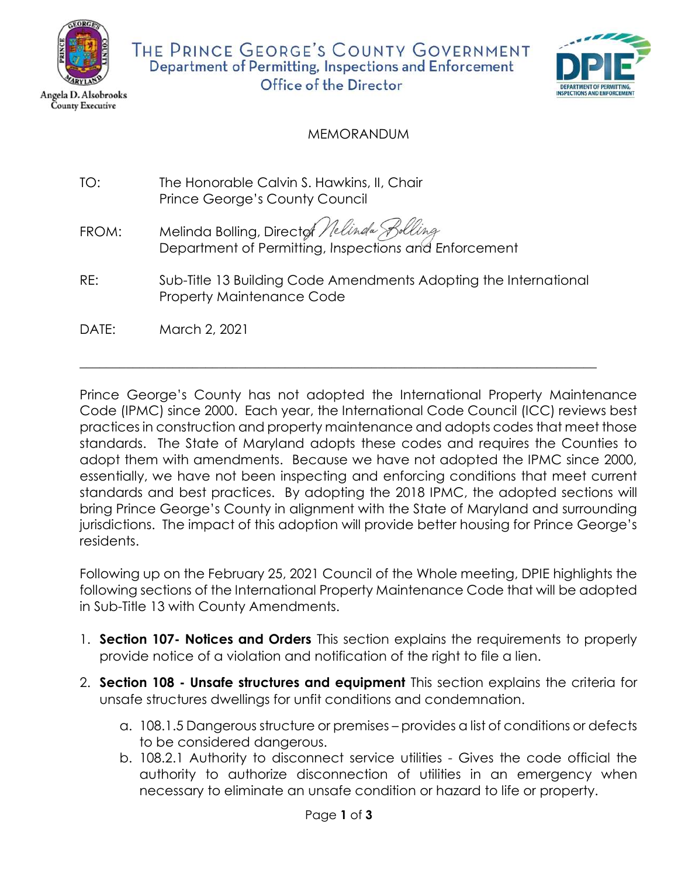Angela D. Alsobrooks
County Executive

# The Prince George's County Government
## Department of Permitting, Inspections and Enforcement
### Office of the Director

MEMORANDUM

TO: The Honorable Calvin S. Hawkins, II, Chair
Prince George's County Council

FROM: Melinda Bolling, Director *Melinda Bolling*
Department of Permitting, Inspections and Enforcement

RE: Sub-Title 13 Building Code Amendments Adopting the International Property Maintenance Code

DATE: March 2, 2021

---

Prince George's County has not adopted the International Property Maintenance Code (IPMC) since 2000. Each year, the International Code Council (ICC) reviews best practices in construction and property maintenance and adopts codes that meet those standards. The State of Maryland adopts these codes and requires the Counties to adopt them with amendments. Because we have not adopted the IPMC since 2000, essentially, we have not been inspecting and enforcing conditions that meet current standards and best practices. By adopting the 2018 IPMC, the adopted sections will bring Prince George's County in alignment with the State of Maryland and surrounding jurisdictions. The impact of this adoption will provide better housing for Prince George's residents.

Following up on the February 25, 2021 Council of the Whole meeting, DPIE highlights the following sections of the International Property Maintenance Code that will be adopted in Sub-Title 13 with County Amendments.

1. **Section 107- Notices and Orders** This section explains the requirements to properly provide notice of a violation and notification of the right to file a lien.
2. **Section 108 - Unsafe structures and equipment** This section explains the criteria for unsafe structures dwellings for unfit conditions and condemnation.
   a. 108.1.5 Dangerous structure or premises – provides a list of conditions or defects to be considered dangerous.
   b. 108.2.1 Authority to disconnect service utilities - Gives the code official the authority to authorize disconnection of utilities in an emergency when necessary to eliminate an unsafe condition or hazard to life or property.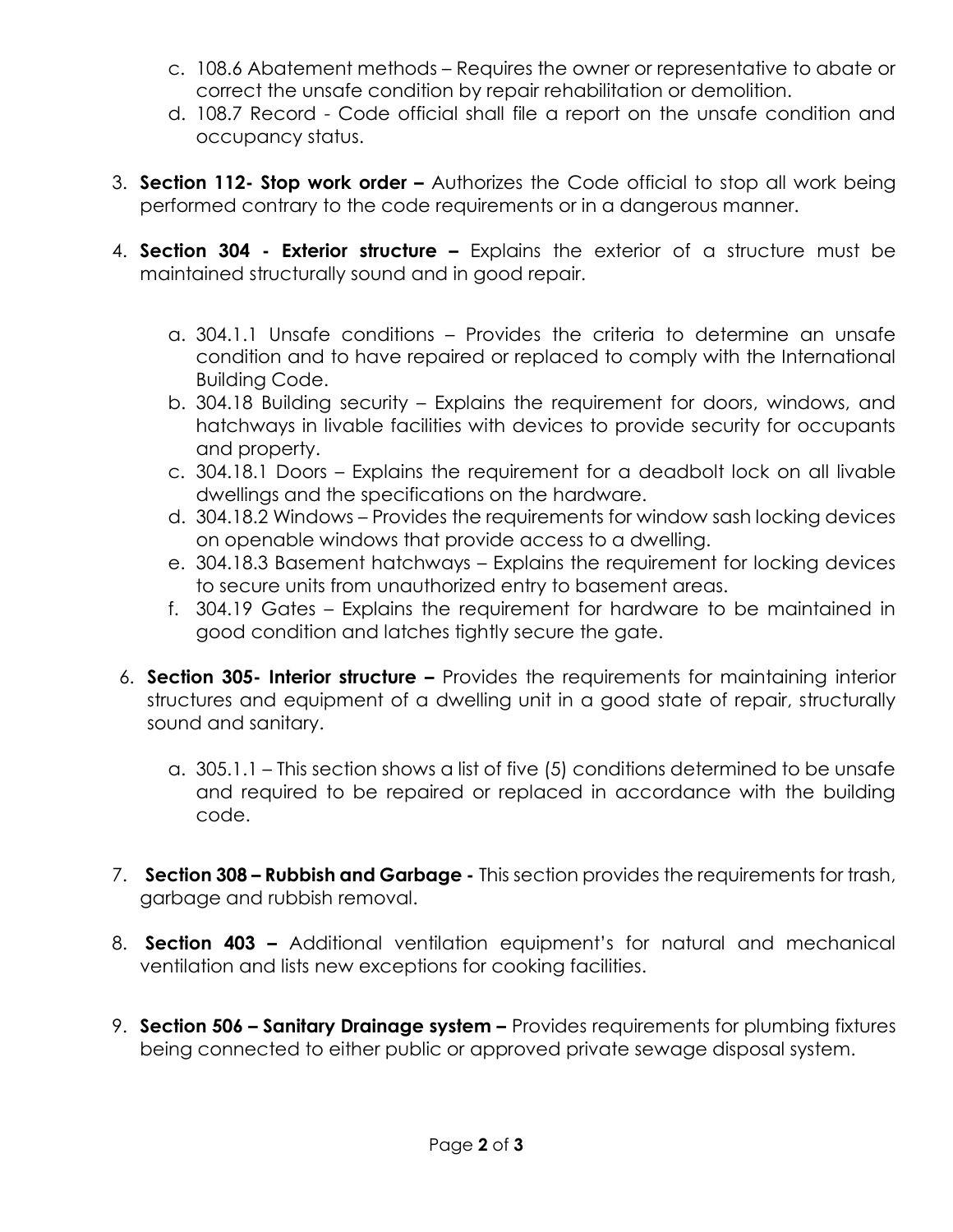c. 108.6 Abatement methods – Requires the owner or representative to abate or correct the unsafe condition by repair rehabilitation or demolition.
d. 108.7 Record - Code official shall file a report on the unsafe condition and occupancy status.

3. **Section 112- Stop work order –** Authorizes the Code official to stop all work being performed contrary to the code requirements or in a dangerous manner.

4. **Section 304 - Exterior structure –** Explains the exterior of a structure must be maintained structurally sound and in good repair.

    a. 304.1.1 Unsafe conditions – Provides the criteria to determine an unsafe condition and to have repaired or replaced to comply with the International Building Code.
    b. 304.18 Building security – Explains the requirement for doors, windows, and hatchways in livable facilities with devices to provide security for occupants and property.
    c. 304.18.1 Doors – Explains the requirement for a deadbolt lock on all livable dwellings and the specifications on the hardware.
    d. 304.18.2 Windows – Provides the requirements for window sash locking devices on openable windows that provide access to a dwelling.
    e. 304.18.3 Basement hatchways – Explains the requirement for locking devices to secure units from unauthorized entry to basement areas.
    f. 304.19 Gates – Explains the requirement for hardware to be maintained in good condition and latches tightly secure the gate.

6. **Section 305- Interior structure –** Provides the requirements for maintaining interior structures and equipment of a dwelling unit in a good state of repair, structurally sound and sanitary.

    a. 305.1.1 – This section shows a list of five (5) conditions determined to be unsafe and required to be repaired or replaced in accordance with the building code.

7. **Section 308 – Rubbish and Garbage -** This section provides the requirements for trash, garbage and rubbish removal.

8. **Section 403 –** Additional ventilation equipment's for natural and mechanical ventilation and lists new exceptions for cooking facilities.

9. **Section 506 – Sanitary Drainage system –** Provides requirements for plumbing fixtures being connected to either public or approved private sewage disposal system.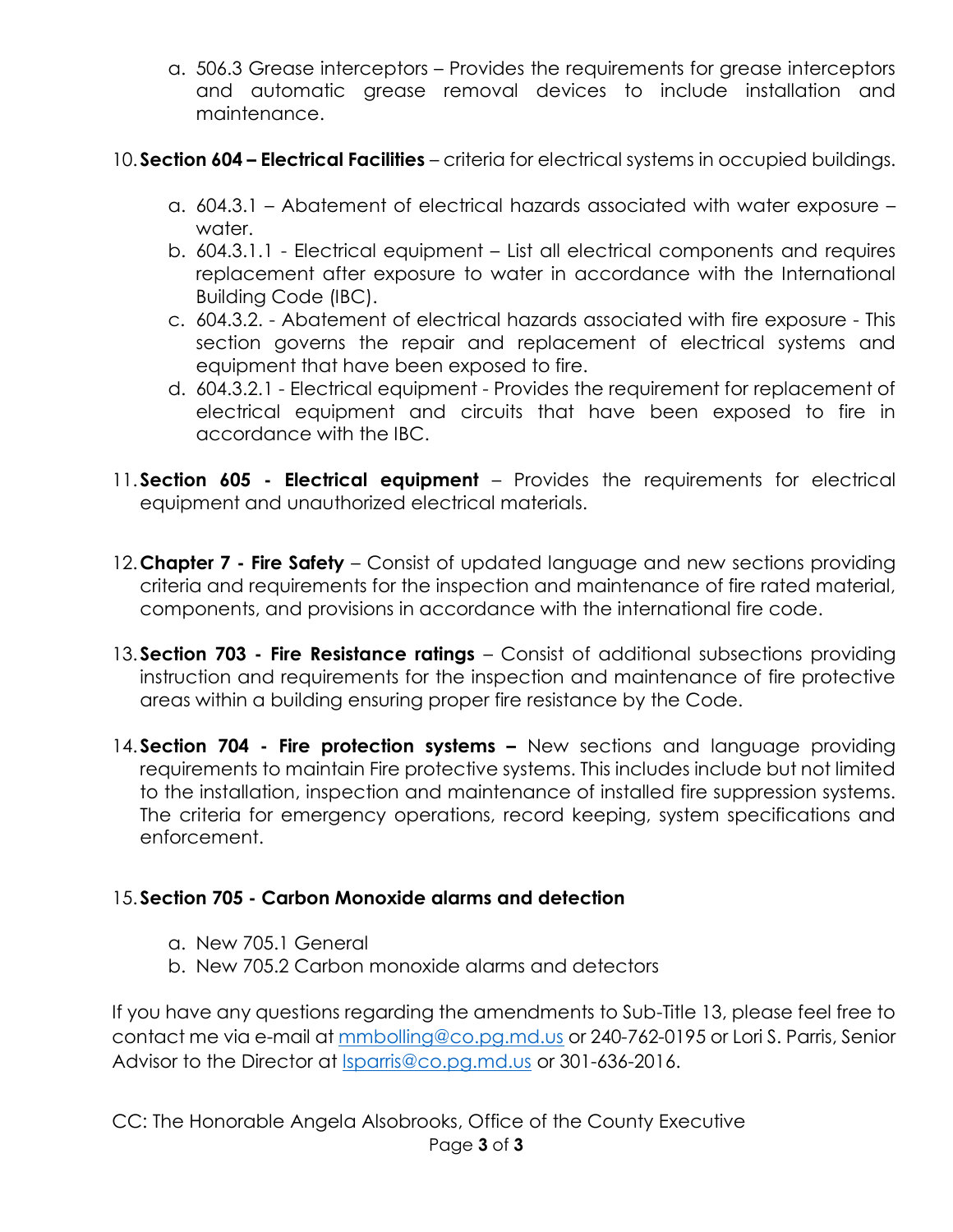a. 506.3 Grease interceptors – Provides the requirements for grease interceptors and automatic grease removal devices to include installation and maintenance.

10. **Section 604 – Electrical Facilities** – criteria for electrical systems in occupied buildings.

    a. 604.3.1 – Abatement of electrical hazards associated with water exposure – water.

    b. 604.3.1.1 - Electrical equipment – List all electrical components and requires replacement after exposure to water in accordance with the International Building Code (IBC).

    c. 604.3.2. - Abatement of electrical hazards associated with fire exposure - This section governs the repair and replacement of electrical systems and equipment that have been exposed to fire.

    d. 604.3.2.1 - Electrical equipment - Provides the requirement for replacement of electrical equipment and circuits that have been exposed to fire in accordance with the IBC.

11. **Section 605 - Electrical equipment** – Provides the requirements for electrical equipment and unauthorized electrical materials.

12. **Chapter 7 - Fire Safety** – Consist of updated language and new sections providing criteria and requirements for the inspection and maintenance of fire rated material, components, and provisions in accordance with the international fire code.

13. **Section 703 - Fire Resistance ratings** – Consist of additional subsections providing instruction and requirements for the inspection and maintenance of fire protective areas within a building ensuring proper fire resistance by the Code.

14. **Section 704 - Fire protection systems –** New sections and language providing requirements to maintain Fire protective systems. This includes include but not limited to the installation, inspection and maintenance of installed fire suppression systems. The criteria for emergency operations, record keeping, system specifications and enforcement.

15. **Section 705 - Carbon Monoxide alarms and detection**

    a. New 705.1 General

    b. New 705.2 Carbon monoxide alarms and detectors

If you have any questions regarding the amendments to Sub-Title 13, please feel free to contact me via e-mail at mmbolling@co.pg.md.us or 240-762-0195 or Lori S. Parris, Senior Advisor to the Director at lsparris@co.pg.md.us or 301-636-2016.

CC: The Honorable Angela Alsobrooks, Office of the County Executive